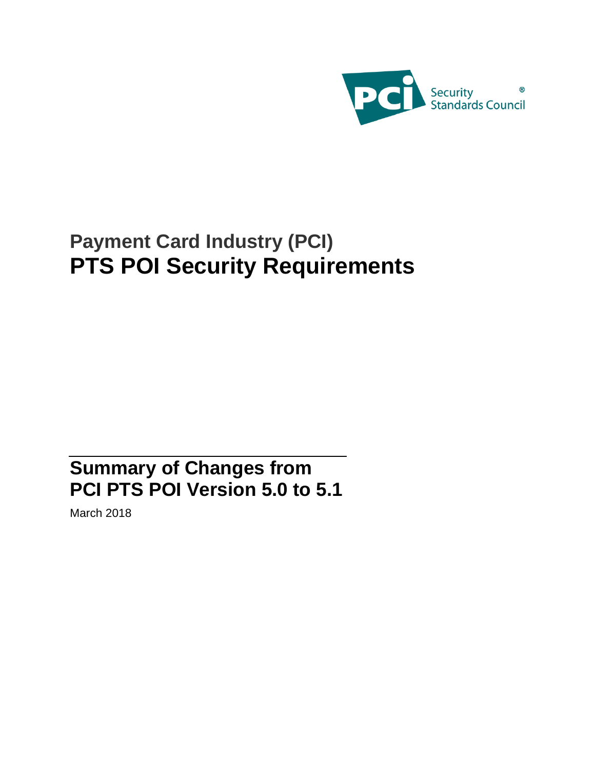PCI Security Standards Council®

# Payment Card Industry (PCI)
# PTS POI Security Requirements

## Summary of Changes from PCI PTS POI Version 5.0 to 5.1

March 2018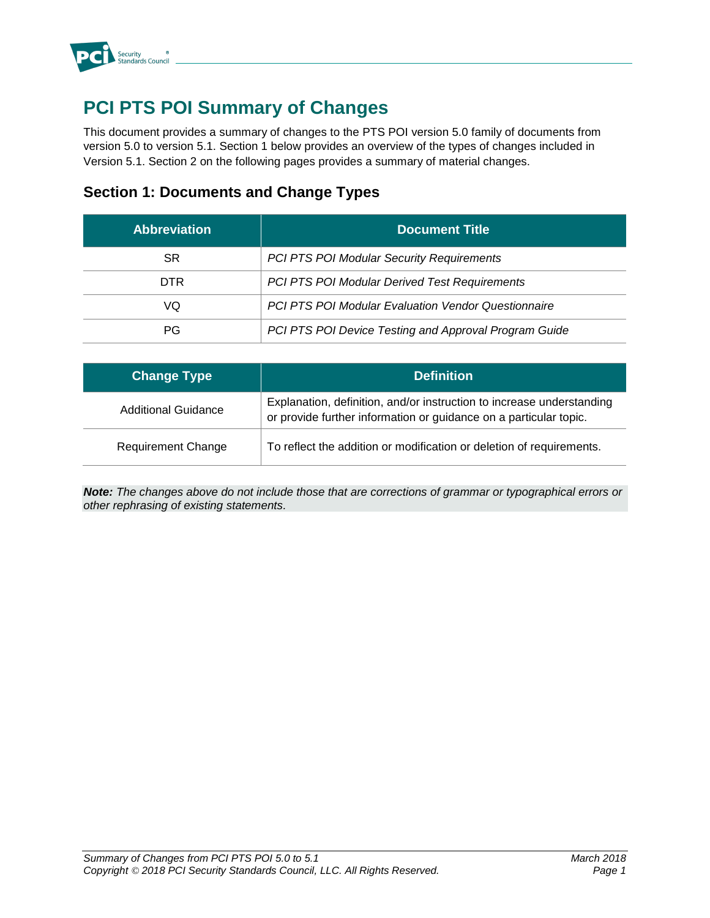# PCI PTS POI Summary of Changes

This document provides a summary of changes to the PTS POI version 5.0 family of documents from version 5.0 to version 5.1. Section 1 below provides an overview of the types of changes included in Version 5.1. Section 2 on the following pages provides a summary of material changes.

## Section 1: Documents and Change Types

| Abbreviation | Document Title |
|---|---|
| SR | *PCI PTS POI Modular Security Requirements* |
| DTR | *PCI PTS POI Modular Derived Test Requirements* |
| VQ | *PCI PTS POI Modular Evaluation Vendor Questionnaire* |
| PG | *PCI PTS POI Device Testing and Approval Program Guide* |

| Change Type | Definition |
|---|---|
| Additional Guidance | Explanation, definition, and/or instruction to increase understanding or provide further information or guidance on a particular topic. |
| Requirement Change | To reflect the addition or modification or deletion of requirements. |

***Note:*** *The changes above do not include those that are corrections of grammar or typographical errors or other rephrasing of existing statements.*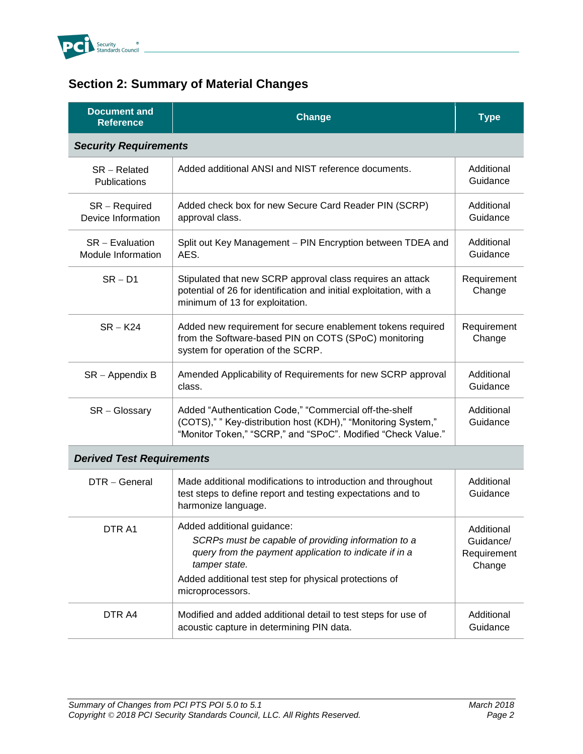## Section 2: Summary of Material Changes

| Document and Reference | Change | Type |
|---|---|---|
| ***Security Requirements*** | | |
| SR – Related Publications | Added additional ANSI and NIST reference documents. | Additional Guidance |
| SR – Required Device Information | Added check box for new Secure Card Reader PIN (SCRP) approval class. | Additional Guidance |
| SR – Evaluation Module Information | Split out Key Management – PIN Encryption between TDEA and AES. | Additional Guidance |
| SR – D1 | Stipulated that new SCRP approval class requires an attack potential of 26 for identification and initial exploitation, with a minimum of 13 for exploitation. | Requirement Change |
| SR – K24 | Added new requirement for secure enablement tokens required from the Software-based PIN on COTS (SPoC) monitoring system for operation of the SCRP. | Requirement Change |
| SR – Appendix B | Amended Applicability of Requirements for new SCRP approval class. | Additional Guidance |
| SR – Glossary | Added "Authentication Code," "Commercial off-the-shelf (COTS)," " Key-distribution host (KDH)," "Monitoring System," "Monitor Token," "SCRP," and "SPoC". Modified "Check Value." | Additional Guidance |
| ***Derived Test Requirements*** | | |
| DTR – General | Made additional modifications to introduction and throughout test steps to define report and testing expectations and to harmonize language. | Additional Guidance |
| DTR A1 | Added additional guidance: *SCRPs must be capable of providing information to a query from the payment application to indicate if in a tamper state.* Added additional test step for physical protections of microprocessors. | Additional Guidance/ Requirement Change |
| DTR A4 | Modified and added additional detail to test steps for use of acoustic capture in determining PIN data. | Additional Guidance |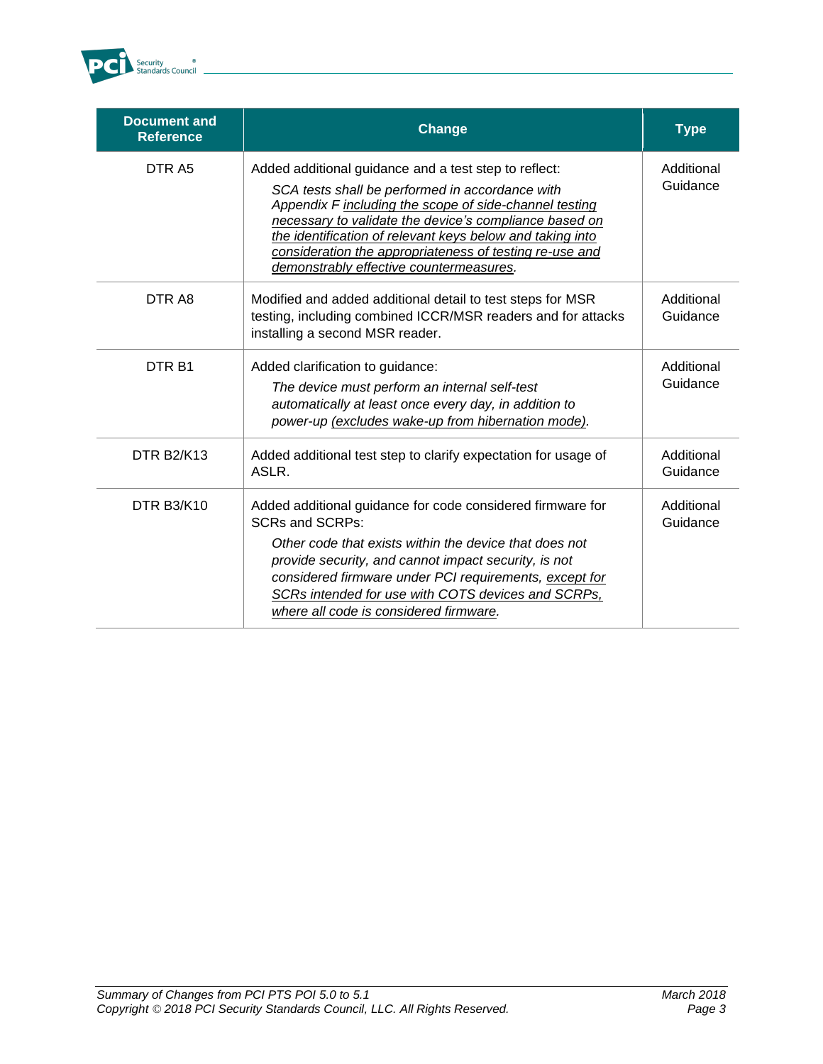| Document and Reference | Change | Type |
|---|---|---|
| DTR A5 | Added additional guidance and a test step to reflect:<br>*SCA tests shall be performed in accordance with Appendix F <u>including the scope of side-channel testing necessary to validate the device's compliance based on the identification of relevant keys below and taking into consideration the appropriateness of testing re-use and demonstrably effective countermeasures</u>.* | Additional Guidance |
| DTR A8 | Modified and added additional detail to test steps for MSR testing, including combined ICCR/MSR readers and for attacks installing a second MSR reader. | Additional Guidance |
| DTR B1 | Added clarification to guidance:<br>*The device must perform an internal self-test automatically at least once every day, in addition to power-up <u>(excludes wake-up from hibernation mode)</u>.* | Additional Guidance |
| DTR B2/K13 | Added additional test step to clarify expectation for usage of ASLR. | Additional Guidance |
| DTR B3/K10 | Added additional guidance for code considered firmware for SCRs and SCRPs:<br>*Other code that exists within the device that does not provide security, and cannot impact security, is not considered firmware under PCI requirements, <u>except for SCRs intended for use with COTS devices and SCRPs, where all code is considered firmware</u>.* | Additional Guidance |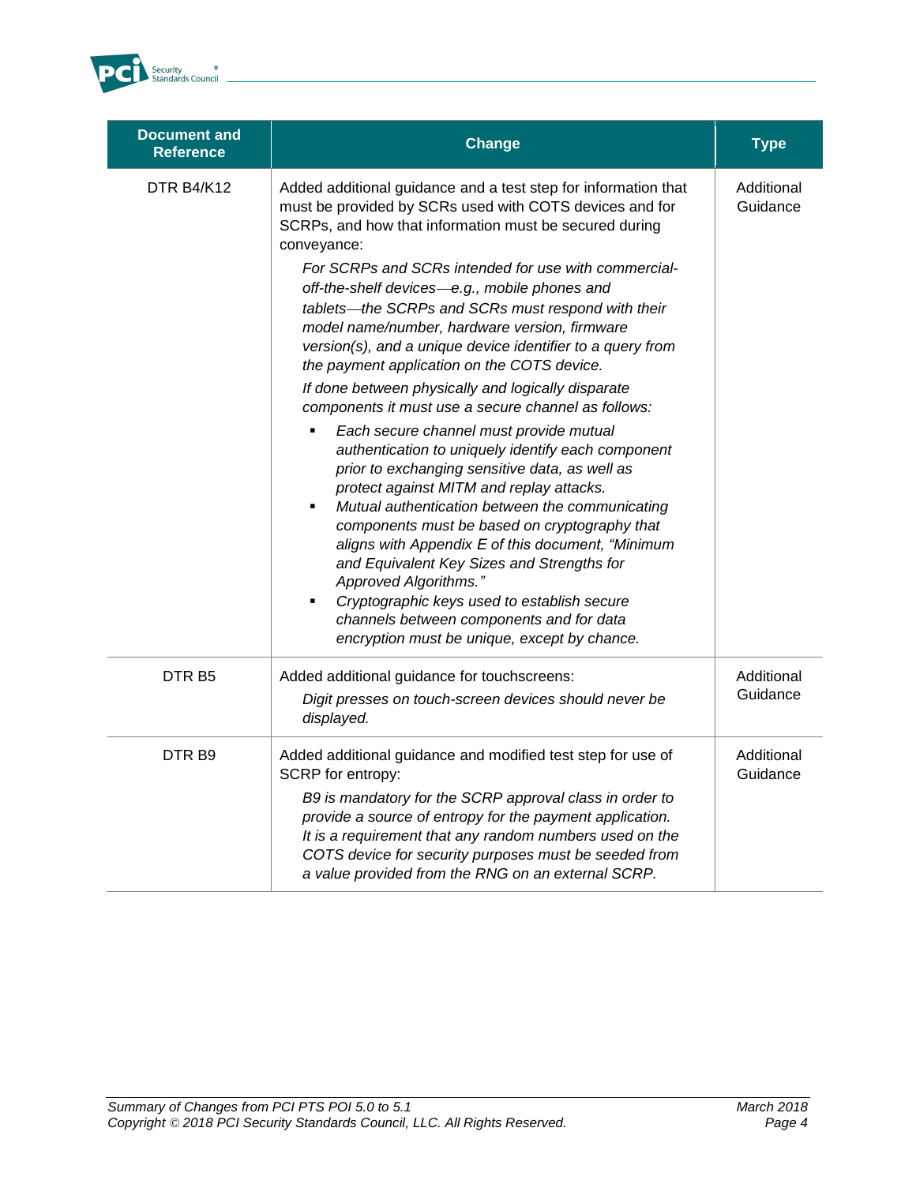| Document and Reference | Change | Type |
|---|---|---|
| DTR B4/K12 | Added additional guidance and a test step for information that must be provided by SCRs used with COTS devices and for SCRPs, and how that information must be secured during conveyance:<br>*For SCRPs and SCRs intended for use with commercial-off-the-shelf devices—e.g., mobile phones and tablets—the SCRPs and SCRs must respond with their model name/number, hardware version, firmware version(s), and a unique device identifier to a query from the payment application on the COTS device.*<br>*If done between physically and logically disparate components it must use a secure channel as follows:*<br>▪ *Each secure channel must provide mutual authentication to uniquely identify each component prior to exchanging sensitive data, as well as protect against MITM and replay attacks.*<br>▪ *Mutual authentication between the communicating components must be based on cryptography that aligns with Appendix E of this document, "Minimum and Equivalent Key Sizes and Strengths for Approved Algorithms."*<br>▪ *Cryptographic keys used to establish secure channels between components and for data encryption must be unique, except by chance.* | Additional Guidance |
| DTR B5 | Added additional guidance for touchscreens:<br>*Digit presses on touch-screen devices should never be displayed.* | Additional Guidance |
| DTR B9 | Added additional guidance and modified test step for use of SCRP for entropy:<br>*B9 is mandatory for the SCRP approval class in order to provide a source of entropy for the payment application. It is a requirement that any random numbers used on the COTS device for security purposes must be seeded from a value provided from the RNG on an external SCRP.* | Additional Guidance |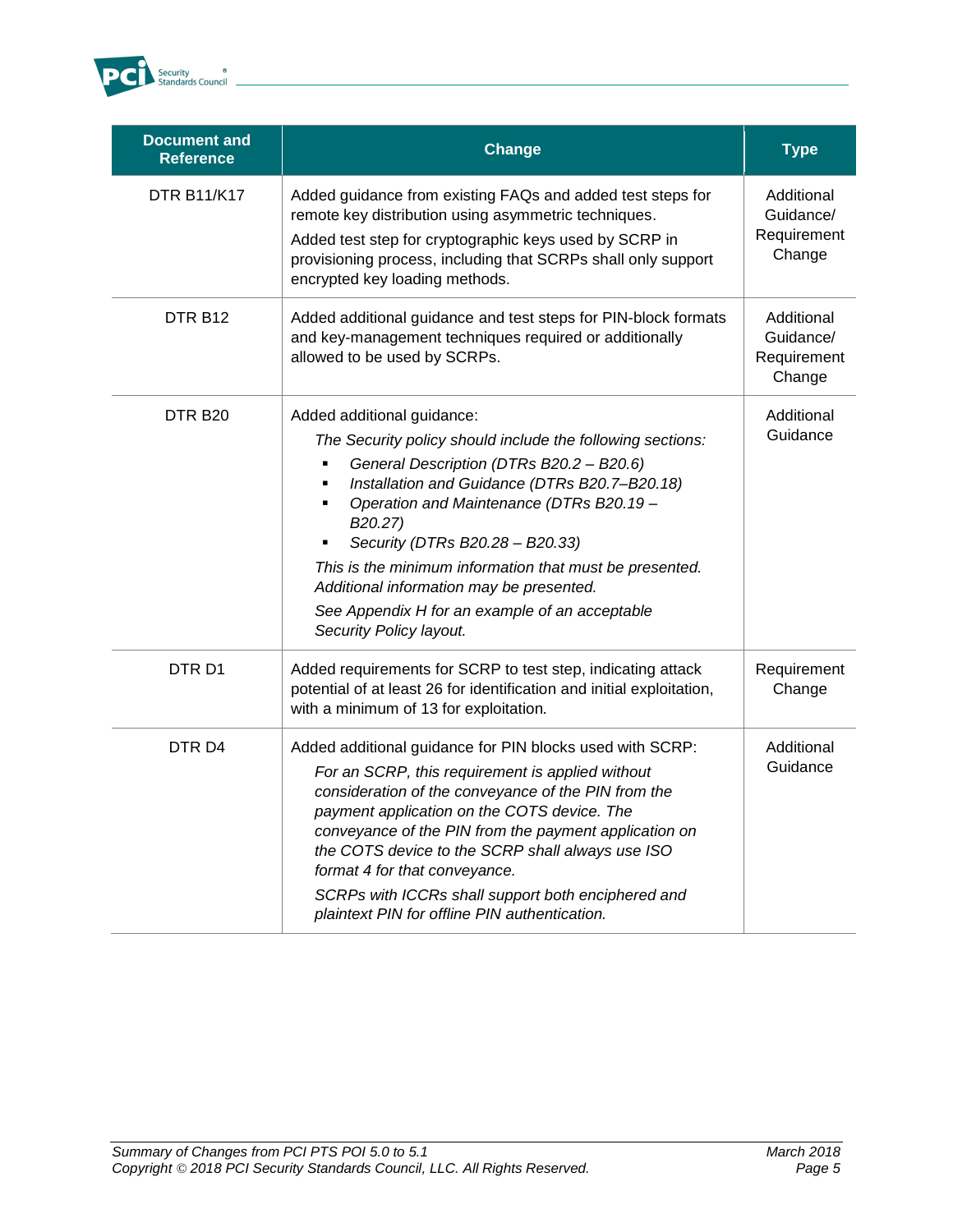| Document and Reference | Change | Type |
|---|---|---|
| DTR B11/K17 | Added guidance from existing FAQs and added test steps for remote key distribution using asymmetric techniques.<br>Added test step for cryptographic keys used by SCRP in provisioning process, including that SCRPs shall only support encrypted key loading methods. | Additional Guidance/ Requirement Change |
| DTR B12 | Added additional guidance and test steps for PIN-block formats and key-management techniques required or additionally allowed to be used by SCRPs. | Additional Guidance/ Requirement Change |
| DTR B20 | Added additional guidance:<br>*The Security policy should include the following sections:*<br>▪ *General Description (DTRs B20.2 – B20.6)*<br>▪ *Installation and Guidance (DTRs B20.7–B20.18)*<br>▪ *Operation and Maintenance (DTRs B20.19 – B20.27)*<br>▪ *Security (DTRs B20.28 – B20.33)*<br>*This is the minimum information that must be presented. Additional information may be presented.*<br>*See Appendix H for an example of an acceptable Security Policy layout.* | Additional Guidance |
| DTR D1 | Added requirements for SCRP to test step, indicating attack potential of at least 26 for identification and initial exploitation, with a minimum of 13 for exploitation. | Requirement Change |
| DTR D4 | Added additional guidance for PIN blocks used with SCRP:<br>*For an SCRP, this requirement is applied without consideration of the conveyance of the PIN from the payment application on the COTS device. The conveyance of the PIN from the payment application on the COTS device to the SCRP shall always use ISO format 4 for that conveyance.*<br>*SCRPs with ICCRs shall support both enciphered and plaintext PIN for offline PIN authentication.* | Additional Guidance |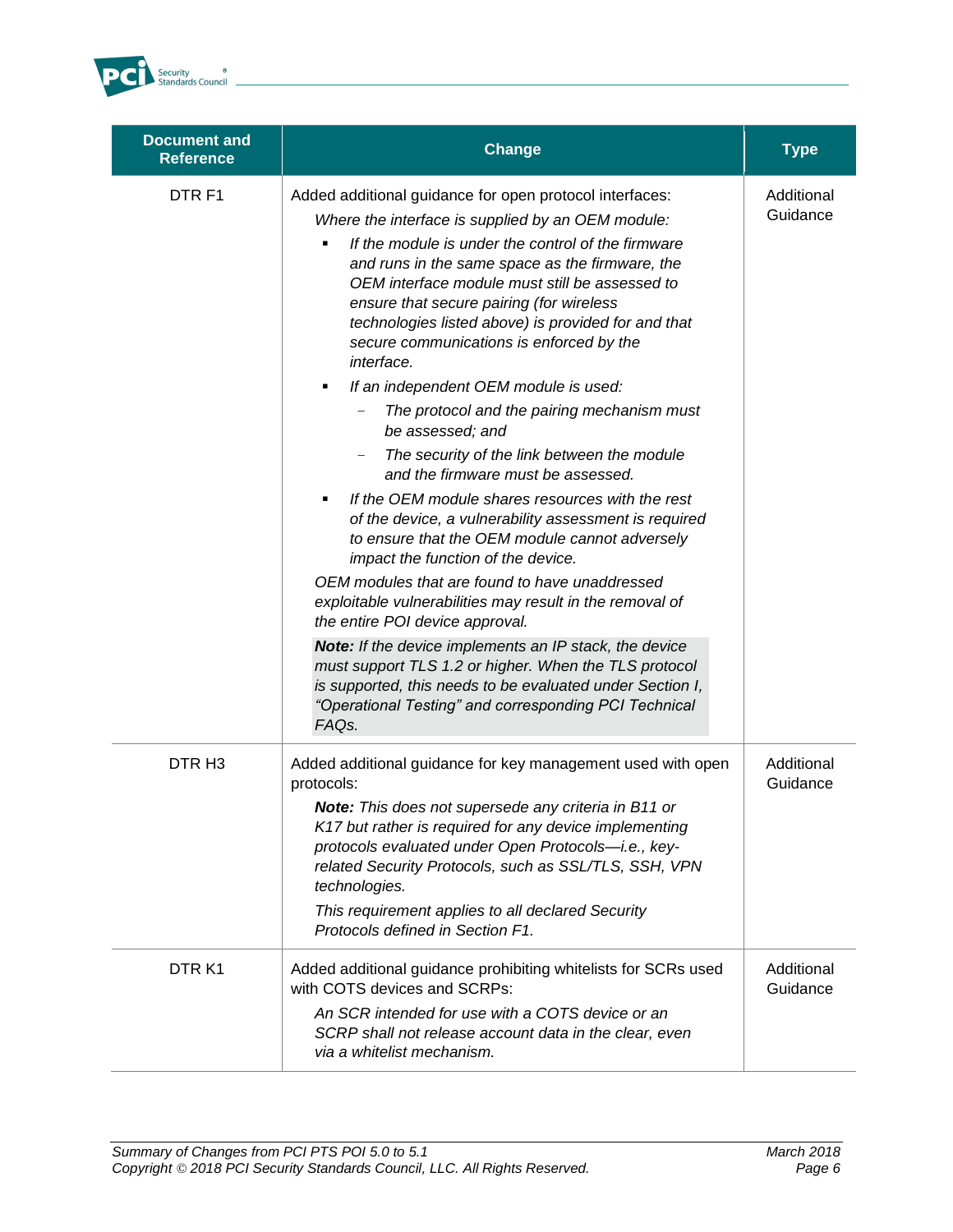| Document and Reference | Change | Type |
| --- | --- | --- |
| DTR F1 | Added additional guidance for open protocol interfaces:<br>*Where the interface is supplied by an OEM module:*<br>▪ *If the module is under the control of the firmware and runs in the same space as the firmware, the OEM interface module must still be assessed to ensure that secure pairing (for wireless technologies listed above) is provided for and that secure communications is enforced by the interface.*<br>▪ *If an independent OEM module is used:*<br>   – *The protocol and the pairing mechanism must be assessed; and*<br>   – *The security of the link between the module and the firmware must be assessed.*<br>▪ *If the OEM module shares resources with the rest of the device, a vulnerability assessment is required to ensure that the OEM module cannot adversely impact the function of the device.*<br>*OEM modules that are found to have unaddressed exploitable vulnerabilities may result in the removal of the entire POI device approval.*<br>***Note:** If the device implements an IP stack, the device must support TLS 1.2 or higher. When the TLS protocol is supported, this needs to be evaluated under Section I, "Operational Testing" and corresponding PCI Technical FAQs.* | Additional Guidance |
| DTR H3 | Added additional guidance for key management used with open protocols:<br>***Note:** This does not supersede any criteria in B11 or K17 but rather is required for any device implementing protocols evaluated under Open Protocols—i.e., key-related Security Protocols, such as SSL/TLS, SSH, VPN technologies.*<br>*This requirement applies to all declared Security Protocols defined in Section F1.* | Additional Guidance |
| DTR K1 | Added additional guidance prohibiting whitelists for SCRs used with COTS devices and SCRPs:<br>*An SCR intended for use with a COTS device or an SCRP shall not release account data in the clear, even via a whitelist mechanism.* | Additional Guidance |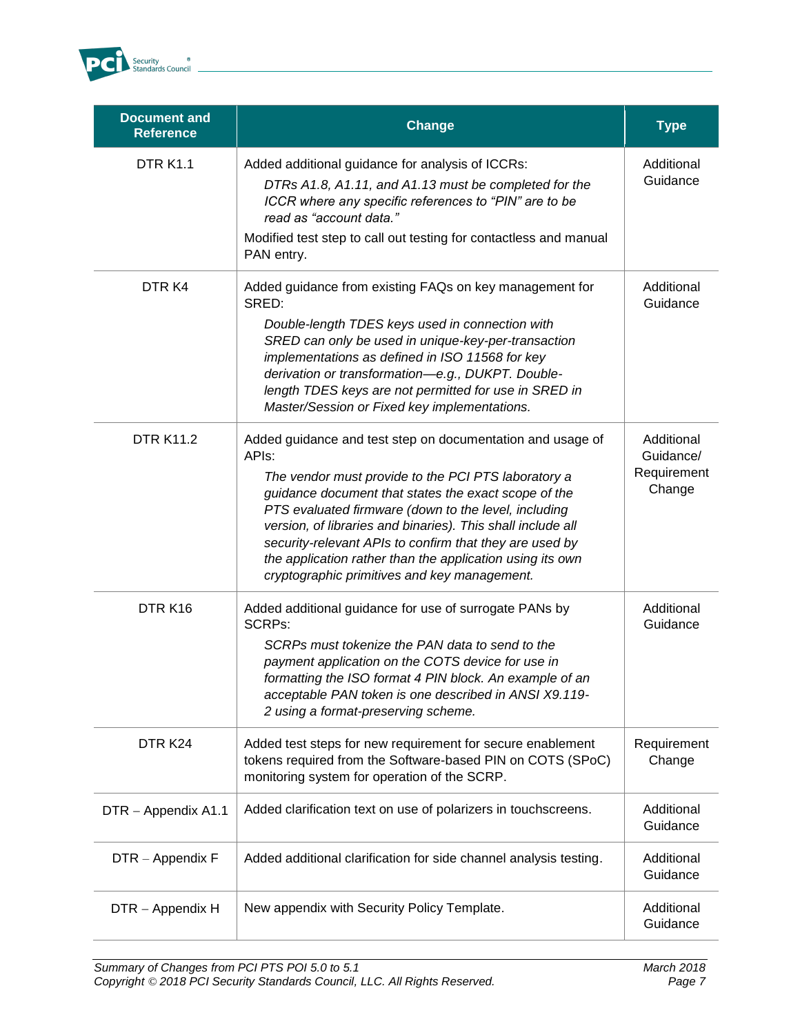| Document and Reference | Change | Type |
|---|---|---|
| DTR K1.1 | Added additional guidance for analysis of ICCRs: *DTRs A1.8, A1.11, and A1.13 must be completed for the ICCR where any specific references to "PIN" are to be read as "account data."* Modified test step to call out testing for contactless and manual PAN entry. | Additional Guidance |
| DTR K4 | Added guidance from existing FAQs on key management for SRED: *Double-length TDES keys used in connection with SRED can only be used in unique-key-per-transaction implementations as defined in ISO 11568 for key derivation or transformation—e.g., DUKPT. Double-length TDES keys are not permitted for use in SRED in Master/Session or Fixed key implementations.* | Additional Guidance |
| DTR K11.2 | Added guidance and test step on documentation and usage of APIs: *The vendor must provide to the PCI PTS laboratory a guidance document that states the exact scope of the PTS evaluated firmware (down to the level, including version, of libraries and binaries). This shall include all security-relevant APIs to confirm that they are used by the application rather than the application using its own cryptographic primitives and key management.* | Additional Guidance/ Requirement Change |
| DTR K16 | Added additional guidance for use of surrogate PANs by SCRPs: *SCRPs must tokenize the PAN data to send to the payment application on the COTS device for use in formatting the ISO format 4 PIN block. An example of an acceptable PAN token is one described in ANSI X9.119-2 using a format-preserving scheme.* | Additional Guidance |
| DTR K24 | Added test steps for new requirement for secure enablement tokens required from the Software-based PIN on COTS (SPoC) monitoring system for operation of the SCRP. | Requirement Change |
| DTR – Appendix A1.1 | Added clarification text on use of polarizers in touchscreens. | Additional Guidance |
| DTR – Appendix F | Added additional clarification for side channel analysis testing. | Additional Guidance |
| DTR – Appendix H | New appendix with Security Policy Template. | Additional Guidance |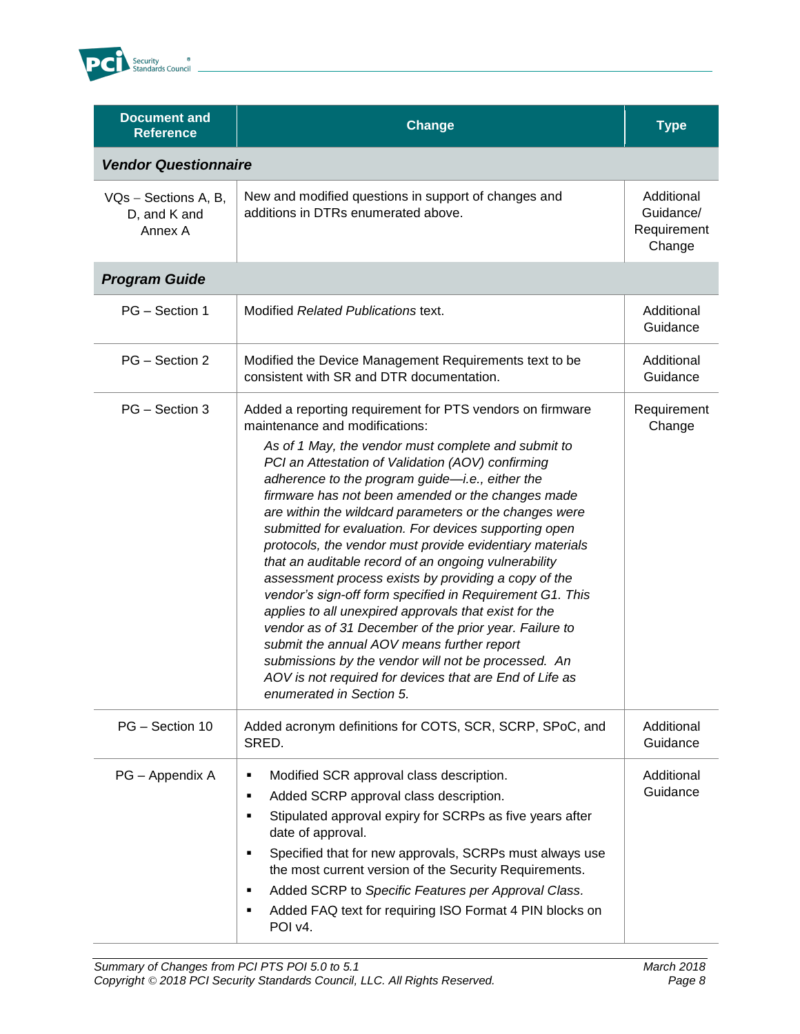| Document and Reference | Change | Type |
|---|---|---|
| ***Vendor Questionnaire*** | | |
| VQs – Sections A, B, D, and K and Annex A | New and modified questions in support of changes and additions in DTRs enumerated above. | Additional Guidance/ Requirement Change |
| ***Program Guide*** | | |
| PG – Section 1 | Modified *Related Publications* text. | Additional Guidance |
| PG – Section 2 | Modified the Device Management Requirements text to be consistent with SR and DTR documentation. | Additional Guidance |
| PG – Section 3 | Added a reporting requirement for PTS vendors on firmware maintenance and modifications: *As of 1 May, the vendor must complete and submit to PCI an Attestation of Validation (AOV) confirming adherence to the program guide—i.e., either the firmware has not been amended or the changes made are within the wildcard parameters or the changes were submitted for evaluation. For devices supporting open protocols, the vendor must provide evidentiary materials that an auditable record of an ongoing vulnerability assessment process exists by providing a copy of the vendor's sign-off form specified in Requirement G1. This applies to all unexpired approvals that exist for the vendor as of 31 December of the prior year. Failure to submit the annual AOV means further report submissions by the vendor will not be processed. An AOV is not required for devices that are End of Life as enumerated in Section 5.* | Requirement Change |
| PG – Section 10 | Added acronym definitions for COTS, SCR, SCRP, SPoC, and SRED. | Additional Guidance |
| PG – Appendix A | ▪ Modified SCR approval class description.<br>▪ Added SCRP approval class description.<br>▪ Stipulated approval expiry for SCRPs as five years after date of approval.<br>▪ Specified that for new approvals, SCRPs must always use the most current version of the Security Requirements.<br>▪ Added SCRP to *Specific Features per Approval Class*.<br>▪ Added FAQ text for requiring ISO Format 4 PIN blocks on POI v4. | Additional Guidance |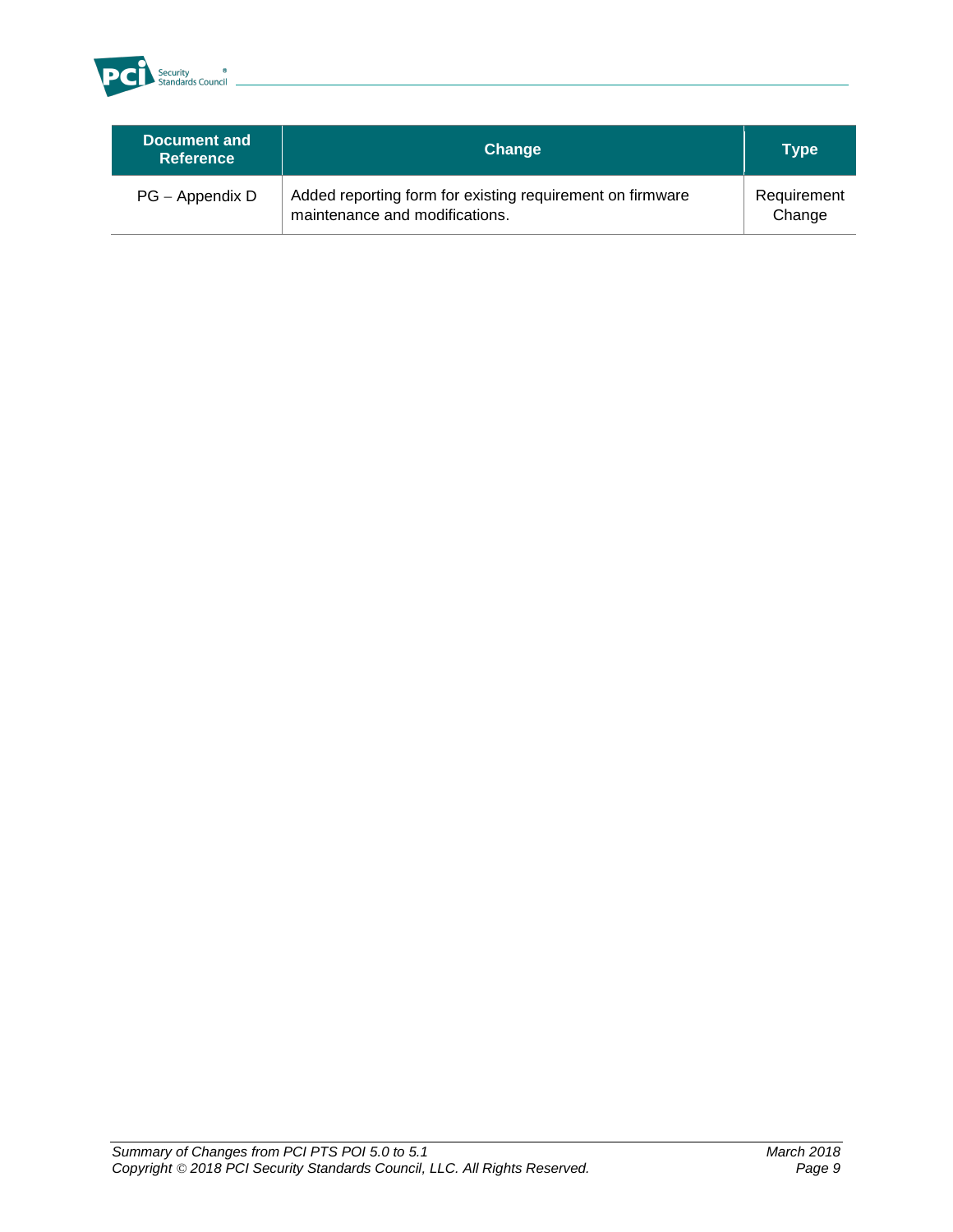| Document and Reference | Change | Type |
|---|---|---|
| PG – Appendix D | Added reporting form for existing requirement on firmware maintenance and modifications. | Requirement Change |